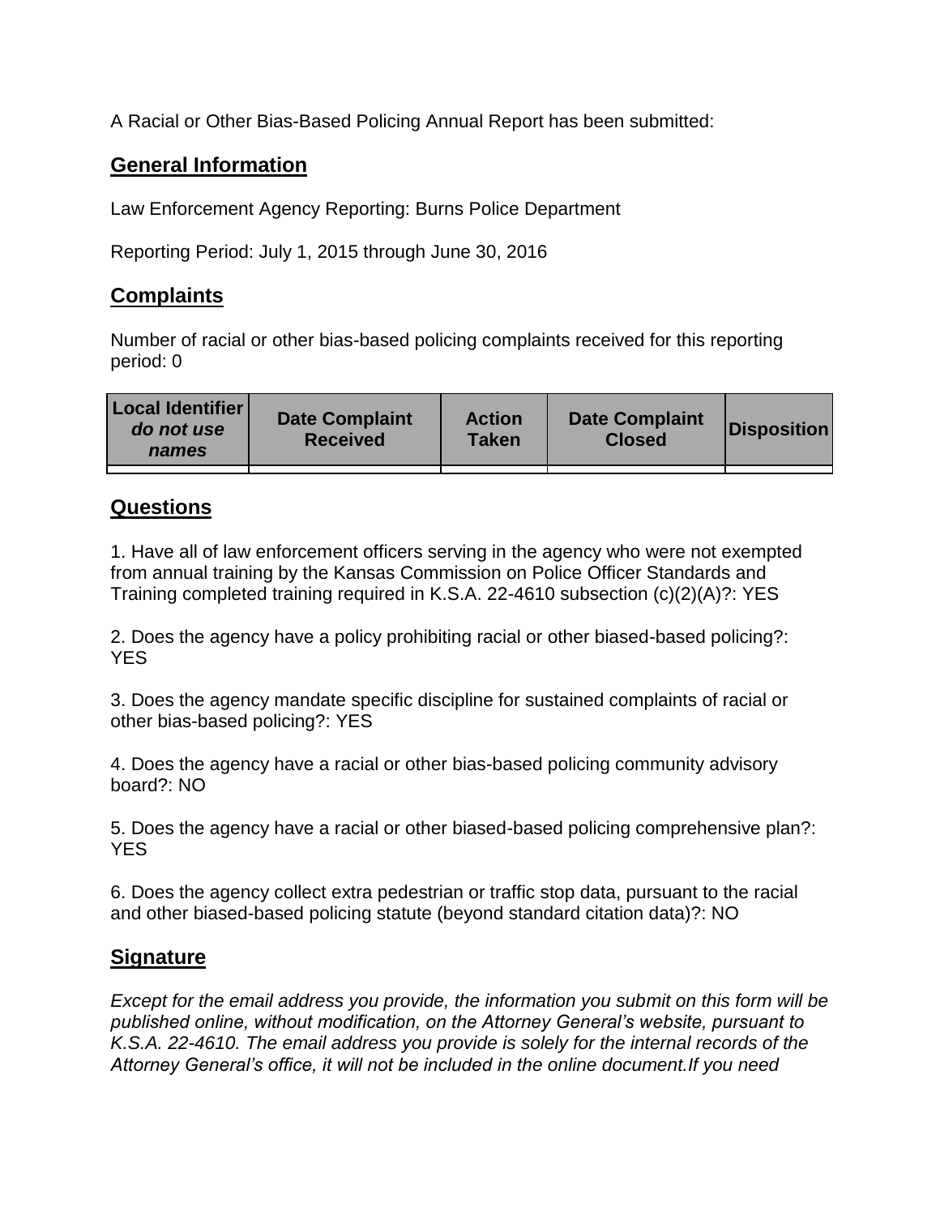A Racial or Other Bias-Based Policing Annual Report has been submitted:

## General Information

Law Enforcement Agency Reporting: Burns Police Department

Reporting Period: July 1, 2015 through June 30, 2016

## Complaints

Number of racial or other bias-based policing complaints received for this reporting period: 0

| Local Identifier *do not use names* | Date Complaint Received | Action Taken | Date Complaint Closed | Disposition |
|---|---|---|---|---|
| | | | | |

## Questions

1. Have all of law enforcement officers serving in the agency who were not exempted from annual training by the Kansas Commission on Police Officer Standards and Training completed training required in K.S.A. 22-4610 subsection (c)(2)(A)?: YES

2. Does the agency have a policy prohibiting racial or other biased-based policing?: YES

3. Does the agency mandate specific discipline for sustained complaints of racial or other bias-based policing?: YES

4. Does the agency have a racial or other bias-based policing community advisory board?: NO

5. Does the agency have a racial or other biased-based policing comprehensive plan?: YES

6. Does the agency collect extra pedestrian or traffic stop data, pursuant to the racial and other biased-based policing statute (beyond standard citation data)?: NO

## Signature

*Except for the email address you provide, the information you submit on this form will be published online, without modification, on the Attorney General's website, pursuant to K.S.A. 22-4610. The email address you provide is solely for the internal records of the Attorney General's office, it will not be included in the online document.If you need*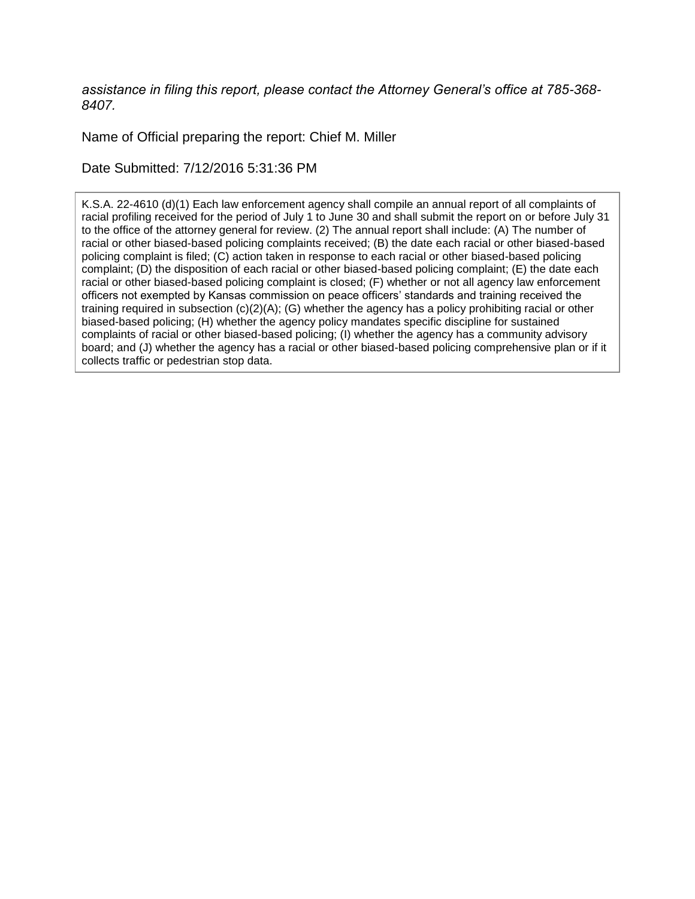*assistance in filing this report, please contact the Attorney General's office at 785-368-8407.*

Name of Official preparing the report: Chief M. Miller

Date Submitted: 7/12/2016 5:31:36 PM

K.S.A. 22-4610 (d)(1) Each law enforcement agency shall compile an annual report of all complaints of racial profiling received for the period of July 1 to June 30 and shall submit the report on or before July 31 to the office of the attorney general for review. (2) The annual report shall include: (A) The number of racial or other biased-based policing complaints received; (B) the date each racial or other biased-based policing complaint is filed; (C) action taken in response to each racial or other biased-based policing complaint; (D) the disposition of each racial or other biased-based policing complaint; (E) the date each racial or other biased-based policing complaint is closed; (F) whether or not all agency law enforcement officers not exempted by Kansas commission on peace officers' standards and training received the training required in subsection (c)(2)(A); (G) whether the agency has a policy prohibiting racial or other biased-based policing; (H) whether the agency policy mandates specific discipline for sustained complaints of racial or other biased-based policing; (I) whether the agency has a community advisory board; and (J) whether the agency has a racial or other biased-based policing comprehensive plan or if it collects traffic or pedestrian stop data.